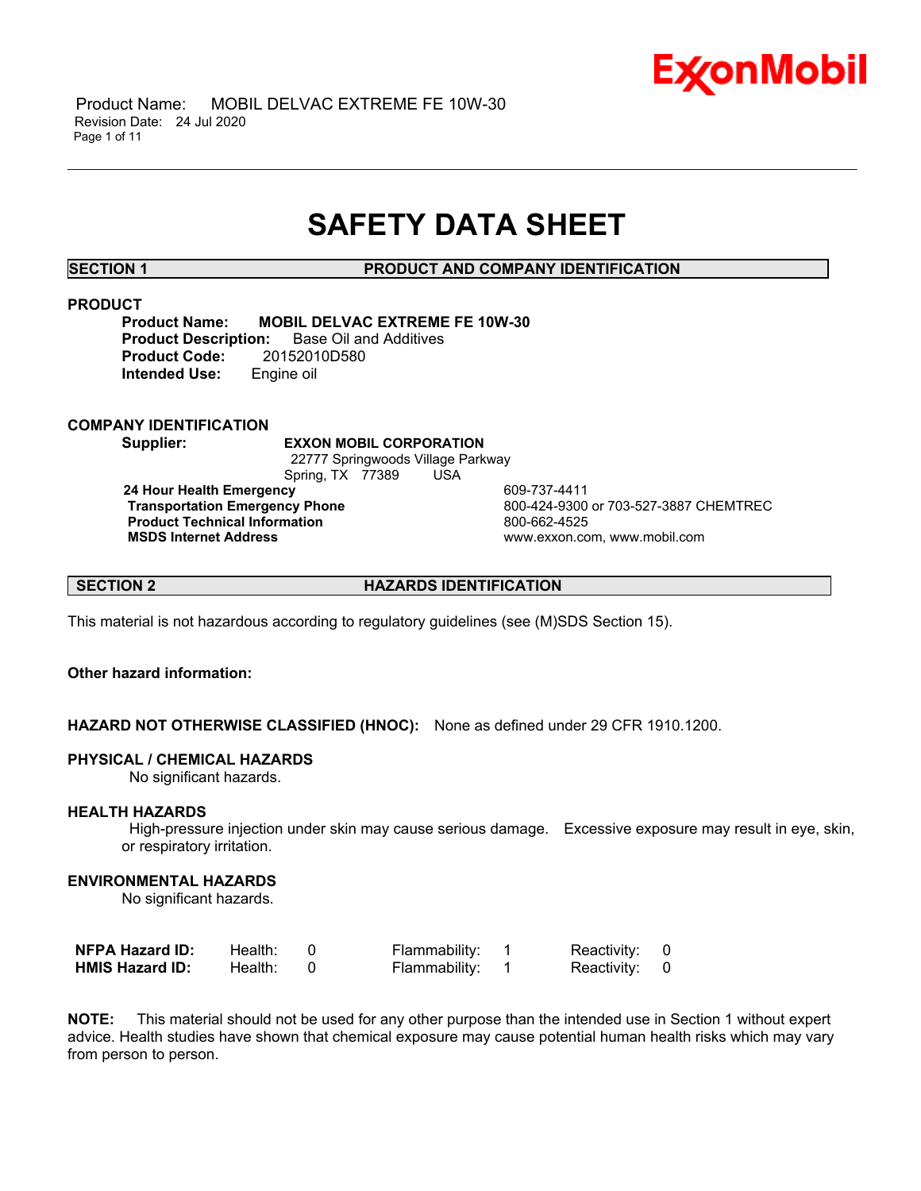# SAFETY DATA SHEET

## SECTION 1 PRODUCT AND COMPANY IDENTIFICATION

### PRODUCT

**Product Name:** **MOBIL DELVAC EXTREME FE 10W-30**
**Product Description:** Base Oil and Additives
**Product Code:** 20152010D580
**Intended Use:** Engine oil

### COMPANY IDENTIFICATION

**Supplier:** **EXXON MOBIL CORPORATION**
22777 Springwoods Village Parkway
Spring, TX 77389 USA

| | |
|---|---|
| **24 Hour Health Emergency** | 609-737-4411 |
| **Transportation Emergency Phone** | 800-424-9300 or 703-527-3887 CHEMTREC |
| **Product Technical Information** | 800-662-4525 |
| **MSDS Internet Address** | www.exxon.com, www.mobil.com |

## SECTION 2 HAZARDS IDENTIFICATION

This material is not hazardous according to regulatory guidelines (see (M)SDS Section 15).

**Other hazard information:**

**HAZARD NOT OTHERWISE CLASSIFIED (HNOC):** None as defined under 29 CFR 1910.1200.

**PHYSICAL / CHEMICAL HAZARDS**

No significant hazards.

**HEALTH HAZARDS**

High-pressure injection under skin may cause serious damage. Excessive exposure may result in eye, skin, or respiratory irritation.

**ENVIRONMENTAL HAZARDS**

No significant hazards.

| | | | | | | |
|---|---|---|---|---|---|---|
| **NFPA Hazard ID:** | Health: | 0 | Flammability: | 1 | Reactivity: | 0 |
| **HMIS Hazard ID:** | Health: | 0 | Flammability: | 1 | Reactivity: | 0 |

**NOTE:** This material should not be used for any other purpose than the intended use in Section 1 without expert advice. Health studies have shown that chemical exposure may cause potential human health risks which may vary from person to person.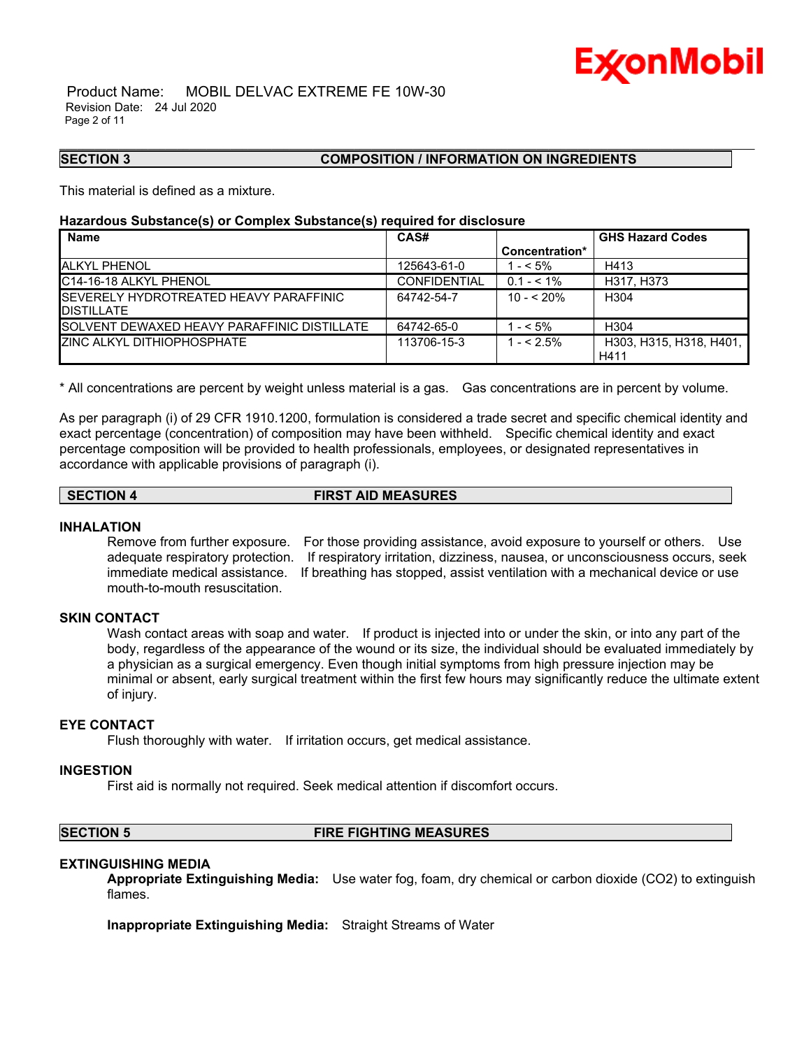## SECTION 3 COMPOSITION / INFORMATION ON INGREDIENTS

This material is defined as a mixture.

**Hazardous Substance(s) or Complex Substance(s) required for disclosure**

| Name | CAS# | Concentration* | GHS Hazard Codes |
|---|---|---|---|
| ALKYL PHENOL | 125643-61-0 | 1 - < 5% | H413 |
| C14-16-18 ALKYL PHENOL | CONFIDENTIAL | 0.1 - < 1% | H317, H373 |
| SEVERELY HYDROTREATED HEAVY PARAFFINIC DISTILLATE | 64742-54-7 | 10 - < 20% | H304 |
| SOLVENT DEWAXED HEAVY PARAFFINIC DISTILLATE | 64742-65-0 | 1 - < 5% | H304 |
| ZINC ALKYL DITHIOPHOSPHATE | 113706-15-3 | 1 - < 2.5% | H303, H315, H318, H401, H411 |

* All concentrations are percent by weight unless material is a gas. Gas concentrations are in percent by volume.

As per paragraph (i) of 29 CFR 1910.1200, formulation is considered a trade secret and specific chemical identity and exact percentage (concentration) of composition may have been withheld. Specific chemical identity and exact percentage composition will be provided to health professionals, employees, or designated representatives in accordance with applicable provisions of paragraph (i).

## SECTION 4 FIRST AID MEASURES

### INHALATION

Remove from further exposure. For those providing assistance, avoid exposure to yourself or others. Use adequate respiratory protection. If respiratory irritation, dizziness, nausea, or unconsciousness occurs, seek immediate medical assistance. If breathing has stopped, assist ventilation with a mechanical device or use mouth-to-mouth resuscitation.

### SKIN CONTACT

Wash contact areas with soap and water. If product is injected into or under the skin, or into any part of the body, regardless of the appearance of the wound or its size, the individual should be evaluated immediately by a physician as a surgical emergency. Even though initial symptoms from high pressure injection may be minimal or absent, early surgical treatment within the first few hours may significantly reduce the ultimate extent of injury.

### EYE CONTACT

Flush thoroughly with water. If irritation occurs, get medical assistance.

### INGESTION

First aid is normally not required. Seek medical attention if discomfort occurs.

## SECTION 5 FIRE FIGHTING MEASURES

### EXTINGUISHING MEDIA

**Appropriate Extinguishing Media:** Use water fog, foam, dry chemical or carbon dioxide ($CO_2$) to extinguish flames.

**Inappropriate Extinguishing Media:** Straight Streams of Water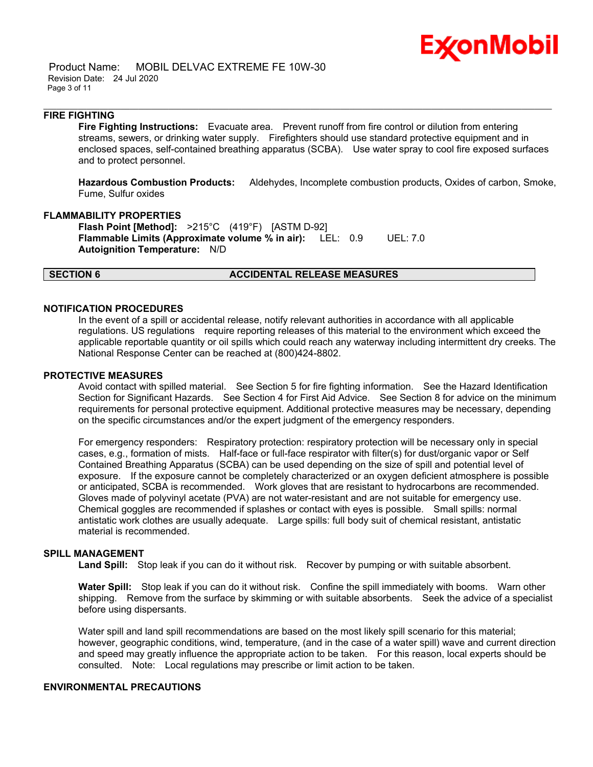### FIRE FIGHTING

**Fire Fighting Instructions:** Evacuate area. Prevent runoff from fire control or dilution from entering streams, sewers, or drinking water supply. Firefighters should use standard protective equipment and in enclosed spaces, self-contained breathing apparatus (SCBA). Use water spray to cool fire exposed surfaces and to protect personnel.

**Hazardous Combustion Products:** Aldehydes, Incomplete combustion products, Oxides of carbon, Smoke, Fume, Sulfur oxides

### FLAMMABILITY PROPERTIES

**Flash Point [Method]:** >215°C (419°F) [ASTM D-92]
**Flammable Limits (Approximate volume % in air):** LEL: 0.9 UEL: 7.0
**Autoignition Temperature:** N/D

## SECTION 6 ACCIDENTAL RELEASE MEASURES

### NOTIFICATION PROCEDURES

In the event of a spill or accidental release, notify relevant authorities in accordance with all applicable regulations. US regulations require reporting releases of this material to the environment which exceed the applicable reportable quantity or oil spills which could reach any waterway including intermittent dry creeks. The National Response Center can be reached at (800)424-8802.

### PROTECTIVE MEASURES

Avoid contact with spilled material. See Section 5 for fire fighting information. See the Hazard Identification Section for Significant Hazards. See Section 4 for First Aid Advice. See Section 8 for advice on the minimum requirements for personal protective equipment. Additional protective measures may be necessary, depending on the specific circumstances and/or the expert judgment of the emergency responders.

For emergency responders: Respiratory protection: respiratory protection will be necessary only in special cases, e.g., formation of mists. Half-face or full-face respirator with filter(s) for dust/organic vapor or Self Contained Breathing Apparatus (SCBA) can be used depending on the size of spill and potential level of exposure. If the exposure cannot be completely characterized or an oxygen deficient atmosphere is possible or anticipated, SCBA is recommended. Work gloves that are resistant to hydrocarbons are recommended. Gloves made of polyvinyl acetate (PVA) are not water-resistant and are not suitable for emergency use. Chemical goggles are recommended if splashes or contact with eyes is possible. Small spills: normal antistatic work clothes are usually adequate. Large spills: full body suit of chemical resistant, antistatic material is recommended.

### SPILL MANAGEMENT

**Land Spill:** Stop leak if you can do it without risk. Recover by pumping or with suitable absorbent.

**Water Spill:** Stop leak if you can do it without risk. Confine the spill immediately with booms. Warn other shipping. Remove from the surface by skimming or with suitable absorbents. Seek the advice of a specialist before using dispersants.

Water spill and land spill recommendations are based on the most likely spill scenario for this material; however, geographic conditions, wind, temperature, (and in the case of a water spill) wave and current direction and speed may greatly influence the appropriate action to be taken. For this reason, local experts should be consulted. Note: Local regulations may prescribe or limit action to be taken.

### ENVIRONMENTAL PRECAUTIONS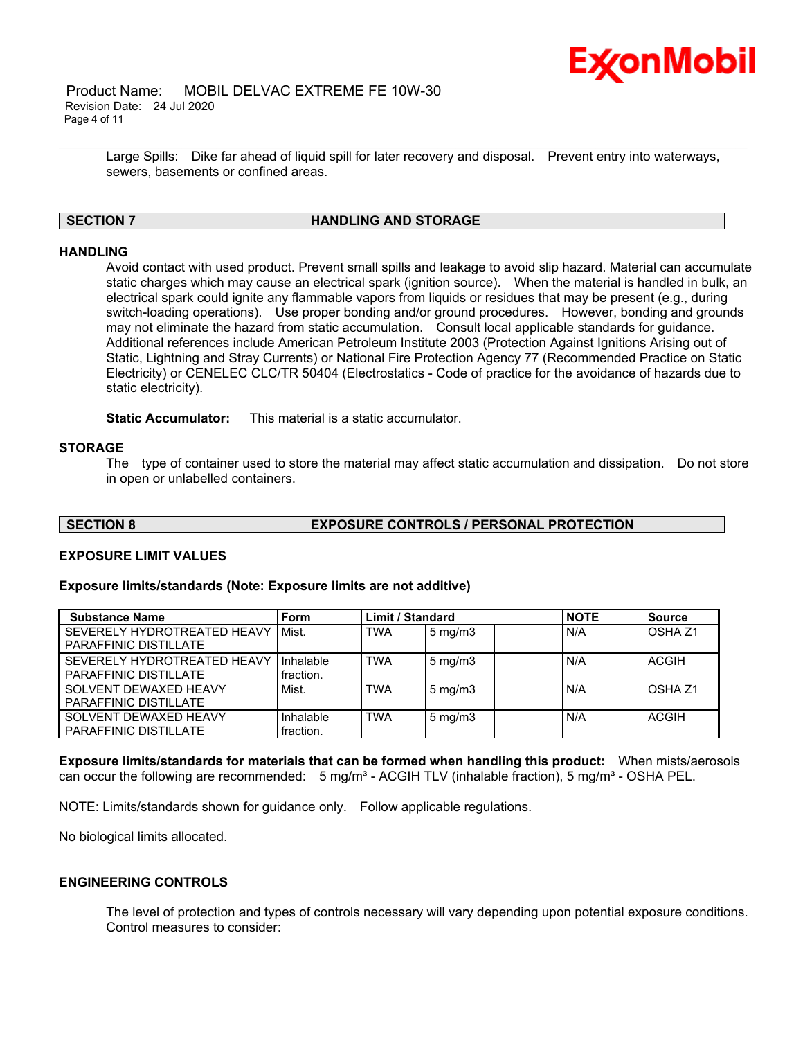Large Spills: Dike far ahead of liquid spill for later recovery and disposal. Prevent entry into waterways, sewers, basements or confined areas.

## SECTION 7 HANDLING AND STORAGE

### HANDLING

Avoid contact with used product. Prevent small spills and leakage to avoid slip hazard. Material can accumulate static charges which may cause an electrical spark (ignition source). When the material is handled in bulk, an electrical spark could ignite any flammable vapors from liquids or residues that may be present (e.g., during switch-loading operations). Use proper bonding and/or ground procedures. However, bonding and grounds may not eliminate the hazard from static accumulation. Consult local applicable standards for guidance. Additional references include American Petroleum Institute 2003 (Protection Against Ignitions Arising out of Static, Lightning and Stray Currents) or National Fire Protection Agency 77 (Recommended Practice on Static Electricity) or CENELEC CLC/TR 50404 (Electrostatics - Code of practice for the avoidance of hazards due to static electricity).

**Static Accumulator:** This material is a static accumulator.

### STORAGE

The type of container used to store the material may affect static accumulation and dissipation. Do not store in open or unlabelled containers.

## SECTION 8 EXPOSURE CONTROLS / PERSONAL PROTECTION

### EXPOSURE LIMIT VALUES

**Exposure limits/standards (Note: Exposure limits are not additive)**

| Substance Name | Form | Limit / Standard | | | NOTE | Source |
|---|---|---|---|---|---|---|
| SEVERELY HYDROTREATED HEAVY PARAFFINIC DISTILLATE | Mist. | TWA | 5 mg/m3 | | N/A | OSHA Z1 |
| SEVERELY HYDROTREATED HEAVY PARAFFINIC DISTILLATE | Inhalable fraction. | TWA | 5 mg/m3 | | N/A | ACGIH |
| SOLVENT DEWAXED HEAVY PARAFFINIC DISTILLATE | Mist. | TWA | 5 mg/m3 | | N/A | OSHA Z1 |
| SOLVENT DEWAXED HEAVY PARAFFINIC DISTILLATE | Inhalable fraction. | TWA | 5 mg/m3 | | N/A | ACGIH |

**Exposure limits/standards for materials that can be formed when handling this product:** When mists/aerosols can occur the following are recommended: 5 mg/m³ - ACGIH TLV (inhalable fraction), 5 mg/m³ - OSHA PEL.

NOTE: Limits/standards shown for guidance only. Follow applicable regulations.

No biological limits allocated.

### ENGINEERING CONTROLS

The level of protection and types of controls necessary will vary depending upon potential exposure conditions. Control measures to consider: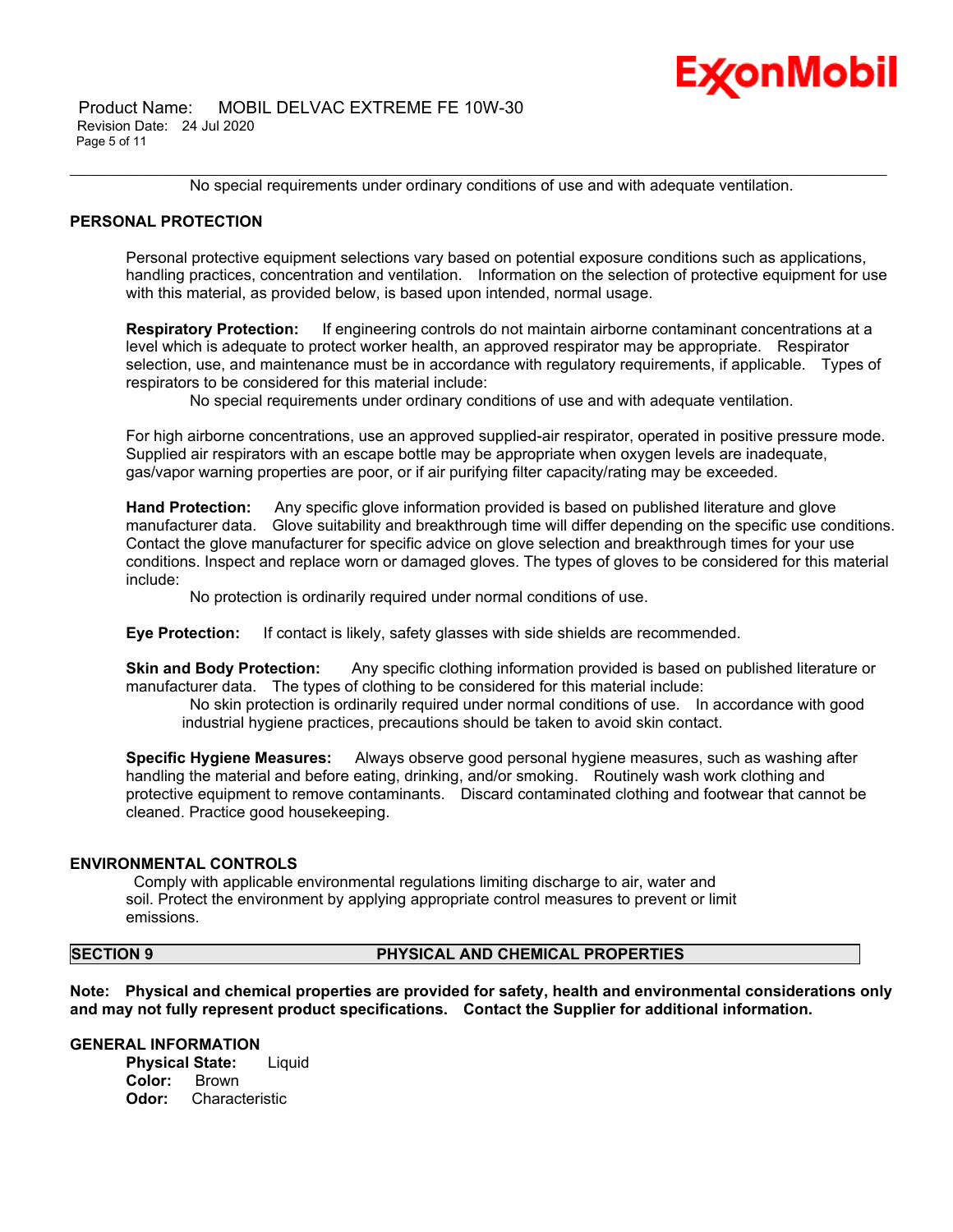No special requirements under ordinary conditions of use and with adequate ventilation.

### PERSONAL PROTECTION

Personal protective equipment selections vary based on potential exposure conditions such as applications, handling practices, concentration and ventilation. Information on the selection of protective equipment for use with this material, as provided below, is based upon intended, normal usage.

**Respiratory Protection:** If engineering controls do not maintain airborne contaminant concentrations at a level which is adequate to protect worker health, an approved respirator may be appropriate. Respirator selection, use, and maintenance must be in accordance with regulatory requirements, if applicable. Types of respirators to be considered for this material include:

No special requirements under ordinary conditions of use and with adequate ventilation.

For high airborne concentrations, use an approved supplied-air respirator, operated in positive pressure mode. Supplied air respirators with an escape bottle may be appropriate when oxygen levels are inadequate, gas/vapor warning properties are poor, or if air purifying filter capacity/rating may be exceeded.

**Hand Protection:** Any specific glove information provided is based on published literature and glove manufacturer data. Glove suitability and breakthrough time will differ depending on the specific use conditions. Contact the glove manufacturer for specific advice on glove selection and breakthrough times for your use conditions. Inspect and replace worn or damaged gloves. The types of gloves to be considered for this material include:

No protection is ordinarily required under normal conditions of use.

**Eye Protection:** If contact is likely, safety glasses with side shields are recommended.

**Skin and Body Protection:** Any specific clothing information provided is based on published literature or manufacturer data. The types of clothing to be considered for this material include:

No skin protection is ordinarily required under normal conditions of use. In accordance with good industrial hygiene practices, precautions should be taken to avoid skin contact.

**Specific Hygiene Measures:** Always observe good personal hygiene measures, such as washing after handling the material and before eating, drinking, and/or smoking. Routinely wash work clothing and protective equipment to remove contaminants. Discard contaminated clothing and footwear that cannot be cleaned. Practice good housekeeping.

### ENVIRONMENTAL CONTROLS

Comply with applicable environmental regulations limiting discharge to air, water and soil. Protect the environment by applying appropriate control measures to prevent or limit emissions.

## SECTION 9 PHYSICAL AND CHEMICAL PROPERTIES

**Note: Physical and chemical properties are provided for safety, health and environmental considerations only and may not fully represent product specifications. Contact the Supplier for additional information.**

### GENERAL INFORMATION

**Physical State:** Liquid
**Color:** Brown
**Odor:** Characteristic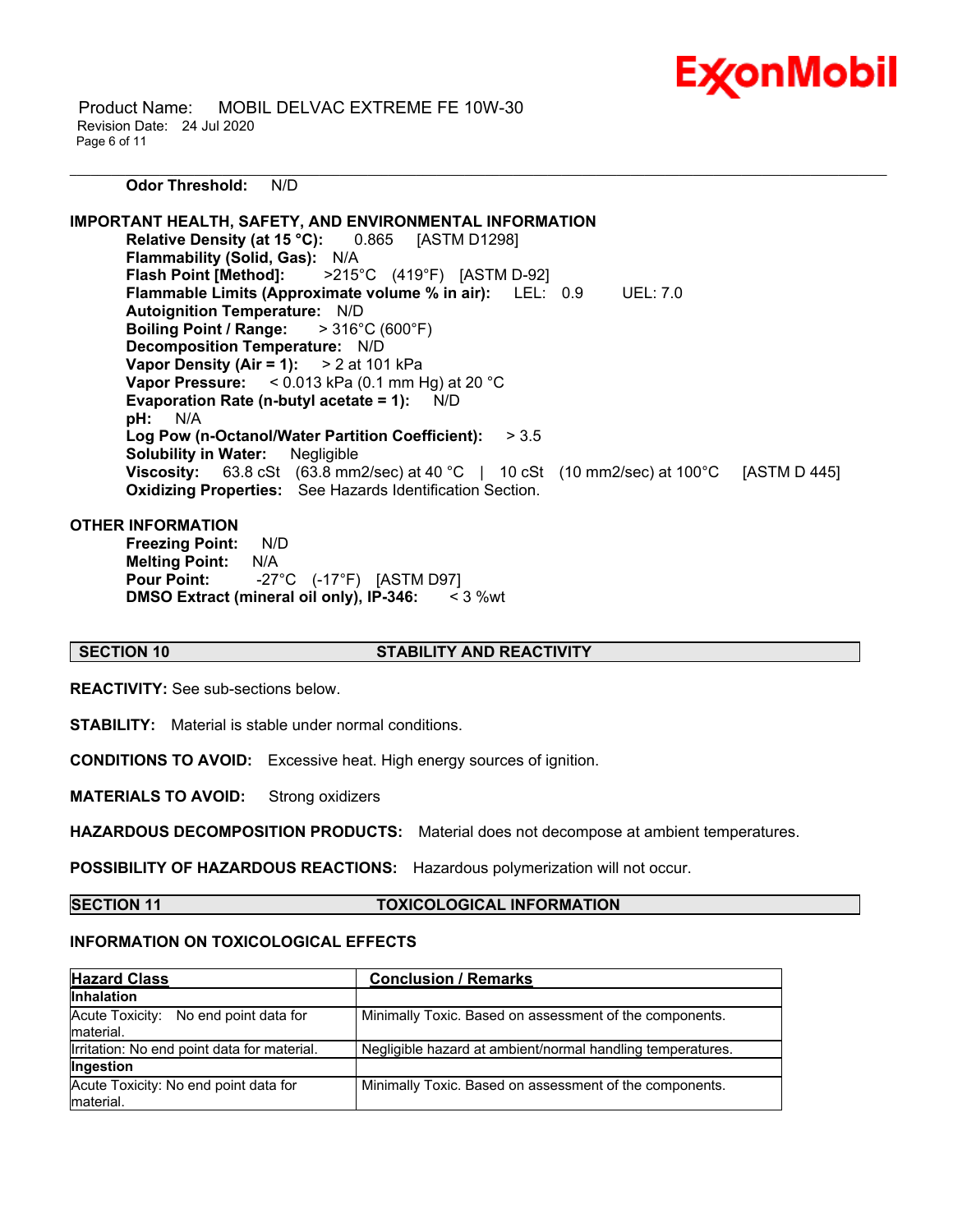**Odor Threshold:** N/D

**IMPORTANT HEALTH, SAFETY, AND ENVIRONMENTAL INFORMATION**

**Relative Density (at 15 °C):** 0.865 [ASTM D1298]
**Flammability (Solid, Gas):** N/A
**Flash Point [Method]:** >215°C (419°F) [ASTM D-92]
**Flammable Limits (Approximate volume % in air):** LEL: 0.9 UEL: 7.0
**Autoignition Temperature:** N/D
**Boiling Point / Range:** > 316°C (600°F)
**Decomposition Temperature:** N/D
**Vapor Density (Air = 1):** > 2 at 101 kPa
**Vapor Pressure:** < 0.013 kPa (0.1 mm Hg) at 20 °C
**Evaporation Rate (n-butyl acetate = 1):** N/D
**pH:** N/A
**Log Pow (n-Octanol/Water Partition Coefficient):** > 3.5
**Solubility in Water:** Negligible
**Viscosity:** 63.8 cSt (63.8 mm2/sec) at 40 °C | 10 cSt (10 mm2/sec) at 100°C [ASTM D 445]
**Oxidizing Properties:** See Hazards Identification Section.

**OTHER INFORMATION**

**Freezing Point:** N/D
**Melting Point:** N/A
**Pour Point:** -27°C (-17°F) [ASTM D97]
**DMSO Extract (mineral oil only), IP-346:** < 3 %wt

## SECTION 10 STABILITY AND REACTIVITY

**REACTIVITY:** See sub-sections below.

**STABILITY:** Material is stable under normal conditions.

**CONDITIONS TO AVOID:** Excessive heat. High energy sources of ignition.

**MATERIALS TO AVOID:** Strong oxidizers

**HAZARDOUS DECOMPOSITION PRODUCTS:** Material does not decompose at ambient temperatures.

**POSSIBILITY OF HAZARDOUS REACTIONS:** Hazardous polymerization will not occur.

## SECTION 11 TOXICOLOGICAL INFORMATION

**INFORMATION ON TOXICOLOGICAL EFFECTS**

| Hazard Class | Conclusion / Remarks |
|---|---|
| **Inhalation** | |
| Acute Toxicity: No end point data for material. | Minimally Toxic. Based on assessment of the components. |
| Irritation: No end point data for material. | Negligible hazard at ambient/normal handling temperatures. |
| **Ingestion** | |
| Acute Toxicity: No end point data for material. | Minimally Toxic. Based on assessment of the components. |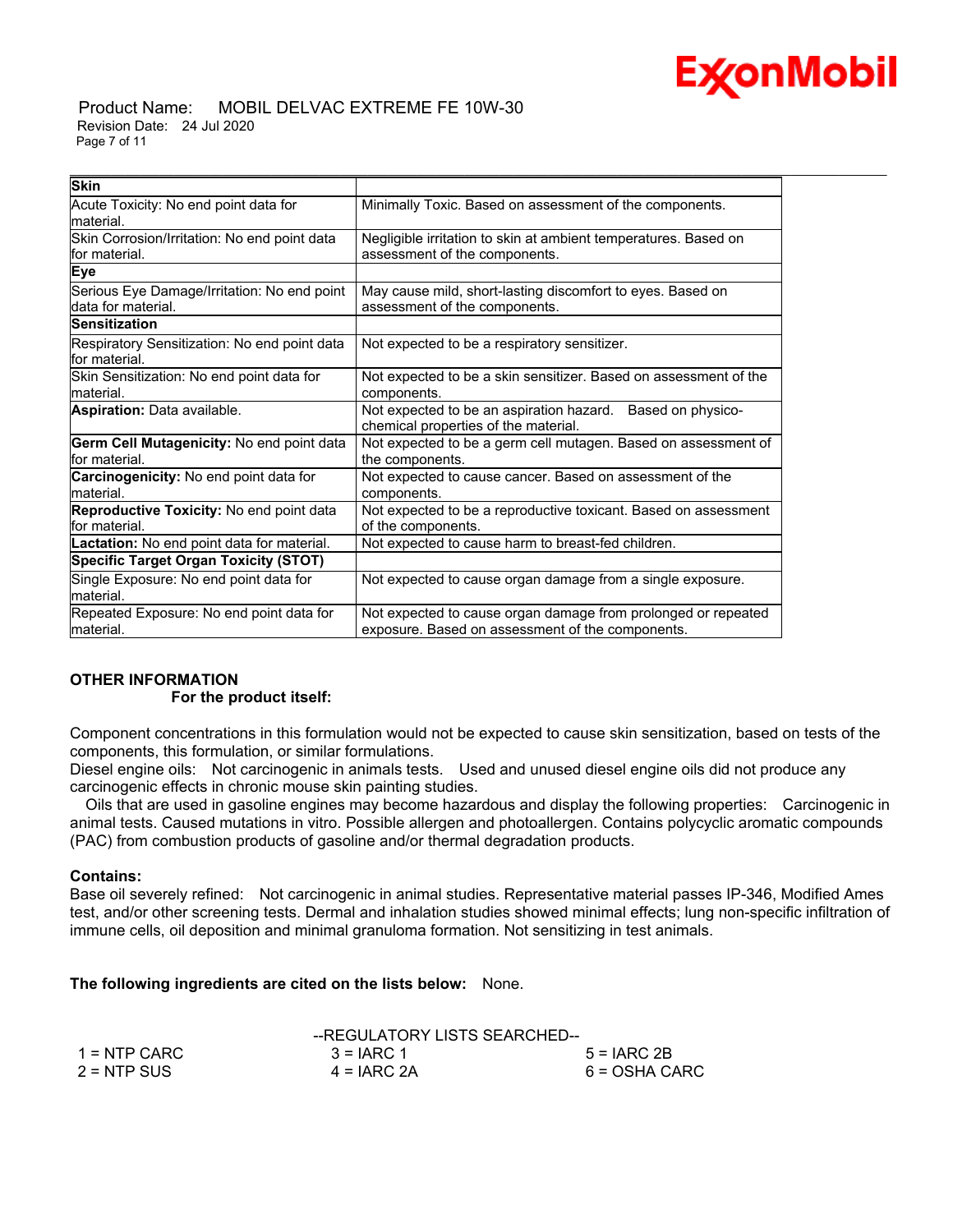| | |
|---|---|
| **Skin** | |
| Acute Toxicity: No end point data for material. | Minimally Toxic. Based on assessment of the components. |
| Skin Corrosion/Irritation: No end point data for material. | Negligible irritation to skin at ambient temperatures. Based on assessment of the components. |
| **Eye** | |
| Serious Eye Damage/Irritation: No end point data for material. | May cause mild, short-lasting discomfort to eyes. Based on assessment of the components. |
| **Sensitization** | |
| Respiratory Sensitization: No end point data for material. | Not expected to be a respiratory sensitizer. |
| Skin Sensitization: No end point data for material. | Not expected to be a skin sensitizer. Based on assessment of the components. |
| **Aspiration:** Data available. | Not expected to be an aspiration hazard. Based on physico-chemical properties of the material. |
| **Germ Cell Mutagenicity:** No end point data for material. | Not expected to be a germ cell mutagen. Based on assessment of the components. |
| **Carcinogenicity:** No end point data for material. | Not expected to cause cancer. Based on assessment of the components. |
| **Reproductive Toxicity:** No end point data for material. | Not expected to be a reproductive toxicant. Based on assessment of the components. |
| **Lactation:** No end point data for material. | Not expected to cause harm to breast-fed children. |
| **Specific Target Organ Toxicity (STOT)** | |
| Single Exposure: No end point data for material. | Not expected to cause organ damage from a single exposure. |
| Repeated Exposure: No end point data for material. | Not expected to cause organ damage from prolonged or repeated exposure. Based on assessment of the components. |

**OTHER INFORMATION**

**For the product itself:**

Component concentrations in this formulation would not be expected to cause skin sensitization, based on tests of the components, this formulation, or similar formulations.
Diesel engine oils: Not carcinogenic in animals tests. Used and unused diesel engine oils did not produce any carcinogenic effects in chronic mouse skin painting studies.
Oils that are used in gasoline engines may become hazardous and display the following properties: Carcinogenic in animal tests. Caused mutations in vitro. Possible allergen and photoallergen. Contains polycyclic aromatic compounds (PAC) from combustion products of gasoline and/or thermal degradation products.

**Contains:**
Base oil severely refined: Not carcinogenic in animal studies. Representative material passes IP-346, Modified Ames test, and/or other screening tests. Dermal and inhalation studies showed minimal effects; lung non-specific infiltration of immune cells, oil deposition and minimal granuloma formation. Not sensitizing in test animals.

**The following ingredients are cited on the lists below:** None.

--REGULATORY LISTS SEARCHED--

| | | |
|---|---|---|
| 1 = NTP CARC | 3 = IARC 1 | 5 = IARC 2B |
| 2 = NTP SUS | 4 = IARC 2A | 6 = OSHA CARC |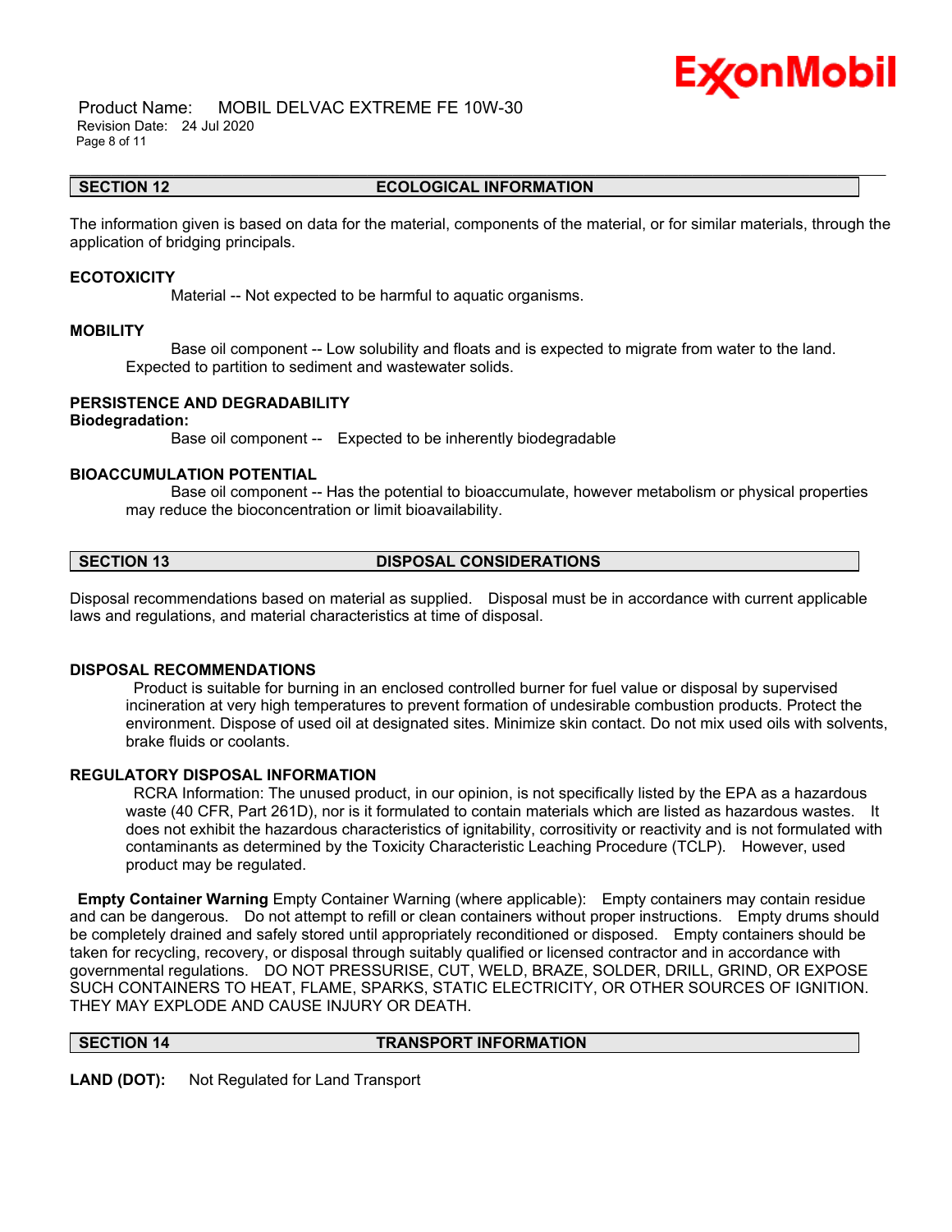## SECTION 12 ECOLOGICAL INFORMATION

The information given is based on data for the material, components of the material, or for similar materials, through the application of bridging principals.

### ECOTOXICITY

Material -- Not expected to be harmful to aquatic organisms.

### MOBILITY

Base oil component -- Low solubility and floats and is expected to migrate from water to the land. Expected to partition to sediment and wastewater solids.

### PERSISTENCE AND DEGRADABILITY

**Biodegradation:**

Base oil component -- Expected to be inherently biodegradable

### BIOACCUMULATION POTENTIAL

Base oil component -- Has the potential to bioaccumulate, however metabolism or physical properties may reduce the bioconcentration or limit bioavailability.

## SECTION 13 DISPOSAL CONSIDERATIONS

Disposal recommendations based on material as supplied. Disposal must be in accordance with current applicable laws and regulations, and material characteristics at time of disposal.

### DISPOSAL RECOMMENDATIONS

Product is suitable for burning in an enclosed controlled burner for fuel value or disposal by supervised incineration at very high temperatures to prevent formation of undesirable combustion products. Protect the environment. Dispose of used oil at designated sites. Minimize skin contact. Do not mix used oils with solvents, brake fluids or coolants.

### REGULATORY DISPOSAL INFORMATION

RCRA Information: The unused product, in our opinion, is not specifically listed by the EPA as a hazardous waste (40 CFR, Part 261D), nor is it formulated to contain materials which are listed as hazardous wastes. It does not exhibit the hazardous characteristics of ignitability, corrositivity or reactivity and is not formulated with contaminants as determined by the Toxicity Characteristic Leaching Procedure (TCLP). However, used product may be regulated.

**Empty Container Warning** Empty Container Warning (where applicable): Empty containers may contain residue and can be dangerous. Do not attempt to refill or clean containers without proper instructions. Empty drums should be completely drained and safely stored until appropriately reconditioned or disposed. Empty containers should be taken for recycling, recovery, or disposal through suitably qualified or licensed contractor and in accordance with governmental regulations. DO NOT PRESSURISE, CUT, WELD, BRAZE, SOLDER, DRILL, GRIND, OR EXPOSE SUCH CONTAINERS TO HEAT, FLAME, SPARKS, STATIC ELECTRICITY, OR OTHER SOURCES OF IGNITION. THEY MAY EXPLODE AND CAUSE INJURY OR DEATH.

## SECTION 14 TRANSPORT INFORMATION

**LAND (DOT):** Not Regulated for Land Transport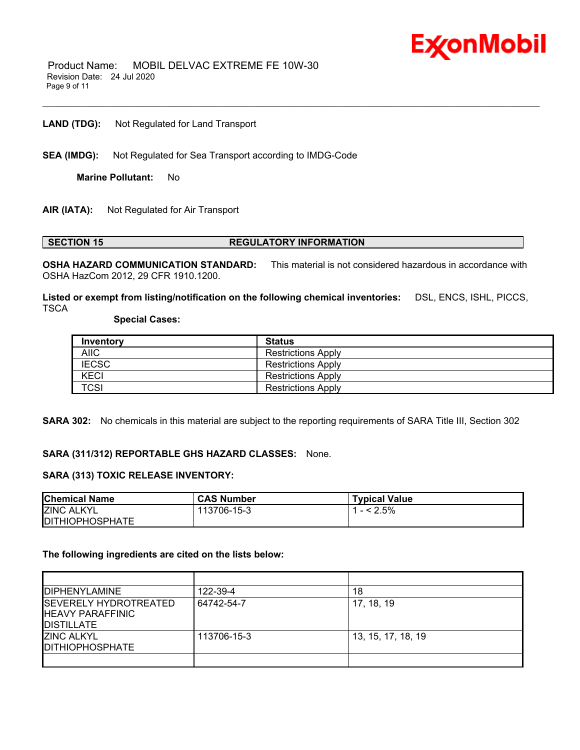**LAND (TDG):** Not Regulated for Land Transport

**SEA (IMDG):** Not Regulated for Sea Transport according to IMDG-Code

**Marine Pollutant:** No

**AIR (IATA):** Not Regulated for Air Transport

## SECTION 15 REGULATORY INFORMATION

**OSHA HAZARD COMMUNICATION STANDARD:** This material is not considered hazardous in accordance with OSHA HazCom 2012, 29 CFR 1910.1200.

**Listed or exempt from listing/notification on the following chemical inventories:** DSL, ENCS, ISHL, PICCS, TSCA

**Special Cases:**

| Inventory | Status |
|---|---|
| AIIC | Restrictions Apply |
| IECSC | Restrictions Apply |
| KECI | Restrictions Apply |
| TCSI | Restrictions Apply |

**SARA 302:** No chemicals in this material are subject to the reporting requirements of SARA Title III, Section 302

**SARA (311/312) REPORTABLE GHS HAZARD CLASSES:** None.

**SARA (313) TOXIC RELEASE INVENTORY:**

| Chemical Name | CAS Number | Typical Value |
|---|---|---|
| ZINC ALKYL DITHIOPHOSPHATE | 113706-15-3 | 1 - < 2.5% |

**The following ingredients are cited on the lists below:**

| | | |
|---|---|---|
| DIPHENYLAMINE | 122-39-4 | 18 |
| SEVERELY HYDROTREATED HEAVY PARAFFINIC DISTILLATE | 64742-54-7 | 17, 18, 19 |
| ZINC ALKYL DITHIOPHOSPHATE | 113706-15-3 | 13, 15, 17, 18, 19 |
| | | |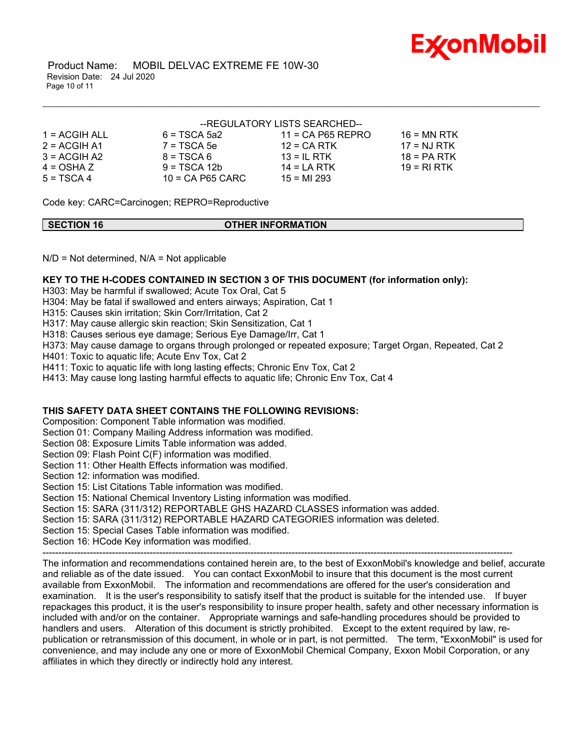--REGULATORY LISTS SEARCHED--

| | | | |
|---|---|---|---|
| 1 = ACGIH ALL | 6 = TSCA 5a2 | 11 = CA P65 REPRO | 16 = MN RTK |
| 2 = ACGIH A1 | 7 = TSCA 5e | 12 = CA RTK | 17 = NJ RTK |
| 3 = ACGIH A2 | 8 = TSCA 6 | 13 = IL RTK | 18 = PA RTK |
| 4 = OSHA Z | 9 = TSCA 12b | 14 = LA RTK | 19 = RI RTK |
| 5 = TSCA 4 | 10 = CA P65 CARC | 15 = MI 293 | |

Code key: CARC=Carcinogen; REPRO=Reproductive

## SECTION 16 OTHER INFORMATION

N/D = Not determined, N/A = Not applicable

**KEY TO THE H-CODES CONTAINED IN SECTION 3 OF THIS DOCUMENT (for information only):**

H303: May be harmful if swallowed; Acute Tox Oral, Cat 5
H304: May be fatal if swallowed and enters airways; Aspiration, Cat 1
H315: Causes skin irritation; Skin Corr/Irritation, Cat 2
H317: May cause allergic skin reaction; Skin Sensitization, Cat 1
H318: Causes serious eye damage; Serious Eye Damage/Irr, Cat 1
H373: May cause damage to organs through prolonged or repeated exposure; Target Organ, Repeated, Cat 2
H401: Toxic to aquatic life; Acute Env Tox, Cat 2
H411: Toxic to aquatic life with long lasting effects; Chronic Env Tox, Cat 2
H413: May cause long lasting harmful effects to aquatic life; Chronic Env Tox, Cat 4

**THIS SAFETY DATA SHEET CONTAINS THE FOLLOWING REVISIONS:**

Composition: Component Table information was modified.
Section 01: Company Mailing Address information was modified.
Section 08: Exposure Limits Table information was added.
Section 09: Flash Point C(F) information was modified.
Section 11: Other Health Effects information was modified.
Section 12: information was modified.
Section 15: List Citations Table information was modified.
Section 15: National Chemical Inventory Listing information was modified.
Section 15: SARA (311/312) REPORTABLE GHS HAZARD CLASSES information was added.
Section 15: SARA (311/312) REPORTABLE HAZARD CATEGORIES information was deleted.
Section 15: Special Cases Table information was modified.
Section 16: HCode Key information was modified.

-----------------------------------------------------------------------------------------------------------------------------------------------

The information and recommendations contained herein are, to the best of ExxonMobil's knowledge and belief, accurate and reliable as of the date issued. You can contact ExxonMobil to insure that this document is the most current available from ExxonMobil. The information and recommendations are offered for the user's consideration and examination. It is the user's responsibility to satisfy itself that the product is suitable for the intended use. If buyer repackages this product, it is the user's responsibility to insure proper health, safety and other necessary information is included with and/or on the container. Appropriate warnings and safe-handling procedures should be provided to handlers and users. Alteration of this document is strictly prohibited. Except to the extent required by law, re-publication or retransmission of this document, in whole or in part, is not permitted. The term, "ExxonMobil" is used for convenience, and may include any one or more of ExxonMobil Chemical Company, Exxon Mobil Corporation, or any affiliates in which they directly or indirectly hold any interest.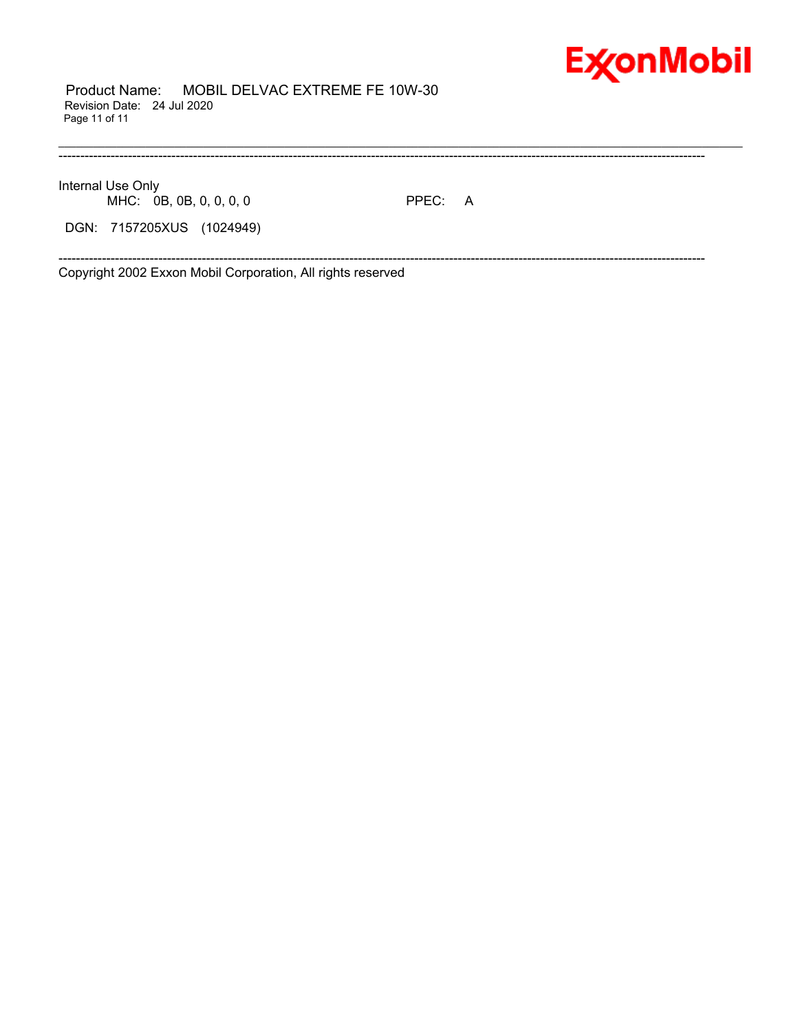Internal Use Only

MHC: 0B, 0B, 0, 0, 0, 0 PPEC: A

DGN: 7157205XUS (1024949)

---

Copyright 2002 Exxon Mobil Corporation, All rights reserved